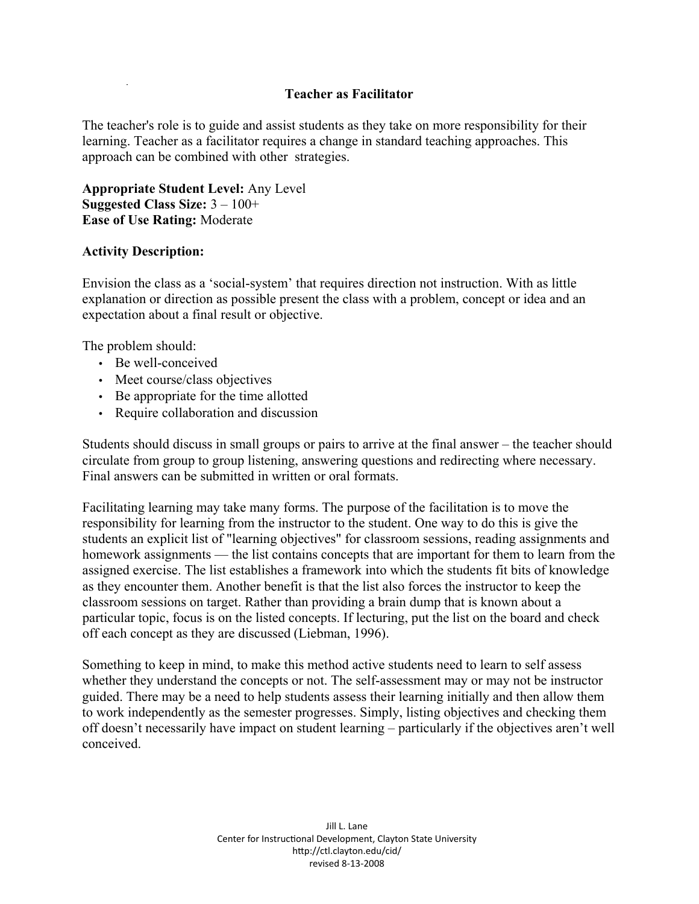# Teacher as Facilitator

The teacher's role is to guide and assist students as they take on more responsibility for their learning. Teacher as a facilitator requires a change in standard teaching approaches. This approach can be combined with other strategies.

**Appropriate Student Level:** Any Level
**Suggested Class Size:** 3 – 100+
**Ease of Use Rating:** Moderate

**Activity Description:**

Envision the class as a 'social-system' that requires direction not instruction. With as little explanation or direction as possible present the class with a problem, concept or idea and an expectation about a final result or objective.

The problem should:

- Be well-conceived
- Meet course/class objectives
- Be appropriate for the time allotted
- Require collaboration and discussion

Students should discuss in small groups or pairs to arrive at the final answer – the teacher should circulate from group to group listening, answering questions and redirecting where necessary. Final answers can be submitted in written or oral formats.

Facilitating learning may take many forms. The purpose of the facilitation is to move the responsibility for learning from the instructor to the student. One way to do this is give the students an explicit list of "learning objectives" for classroom sessions, reading assignments and homework assignments — the list contains concepts that are important for them to learn from the assigned exercise. The list establishes a framework into which the students fit bits of knowledge as they encounter them. Another benefit is that the list also forces the instructor to keep the classroom sessions on target. Rather than providing a brain dump that is known about a particular topic, focus is on the listed concepts. If lecturing, put the list on the board and check off each concept as they are discussed (Liebman, 1996).

Something to keep in mind, to make this method active students need to learn to self assess whether they understand the concepts or not. The self-assessment may or may not be instructor guided. There may be a need to help students assess their learning initially and then allow them to work independently as the semester progresses. Simply, listing objectives and checking them off doesn't necessarily have impact on student learning – particularly if the objectives aren't well conceived.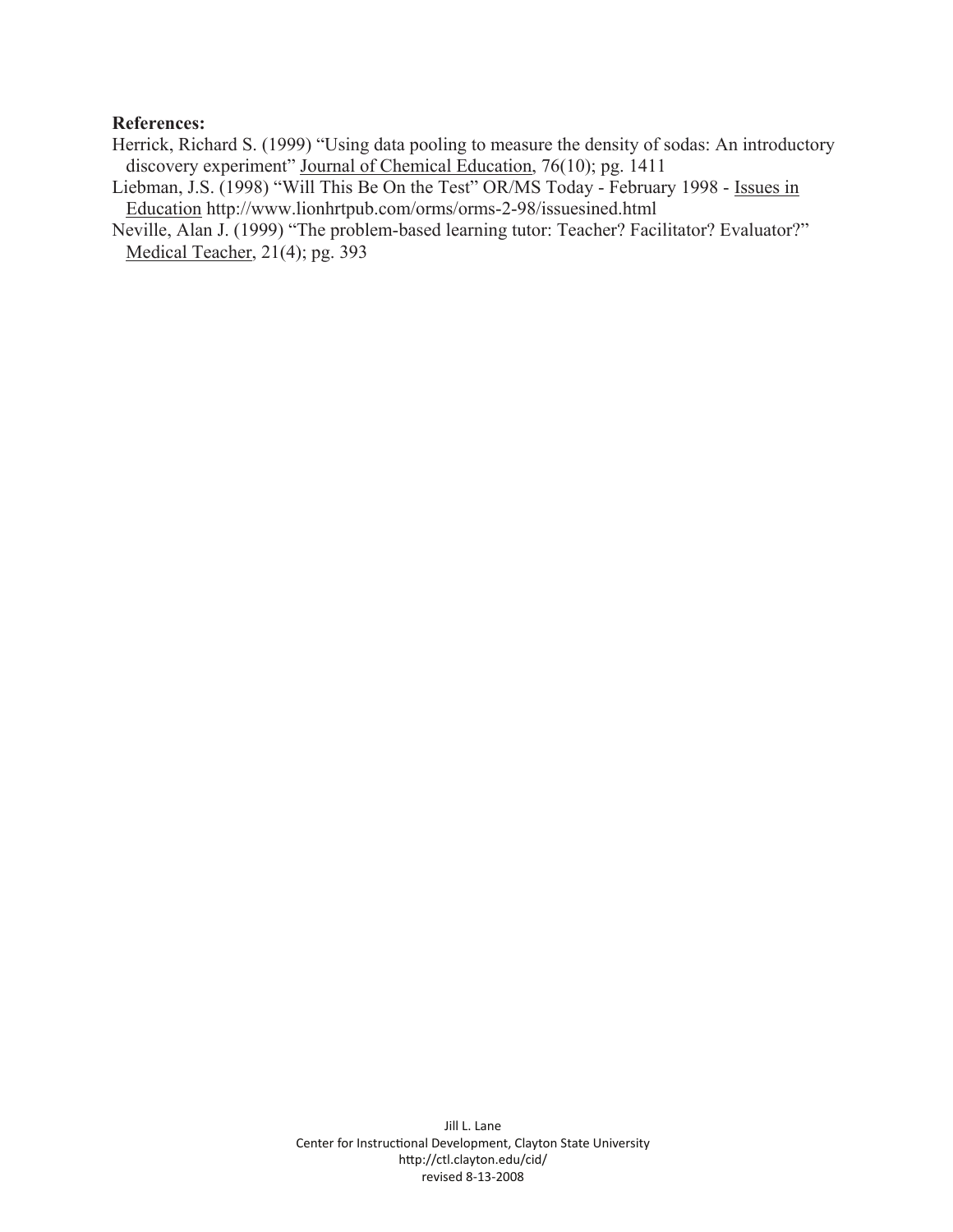**References:**

Herrick, Richard S. (1999) "Using data pooling to measure the density of sodas: An introductory discovery experiment" <u>Journal of Chemical Education</u>, 76(10); pg. 1411

Liebman, J.S. (1998) "Will This Be On the Test" OR/MS Today - February 1998 - <u>Issues in Education</u> http://www.lionhrtpub.com/orms/orms-2-98/issuesined.html

Neville, Alan J. (1999) "The problem-based learning tutor: Teacher? Facilitator? Evaluator?" <u>Medical Teacher</u>, 21(4); pg. 393

Jill L. Lane
Center for Instructional Development, Clayton State University
http://ctl.clayton.edu/cid/
revised 8-13-2008